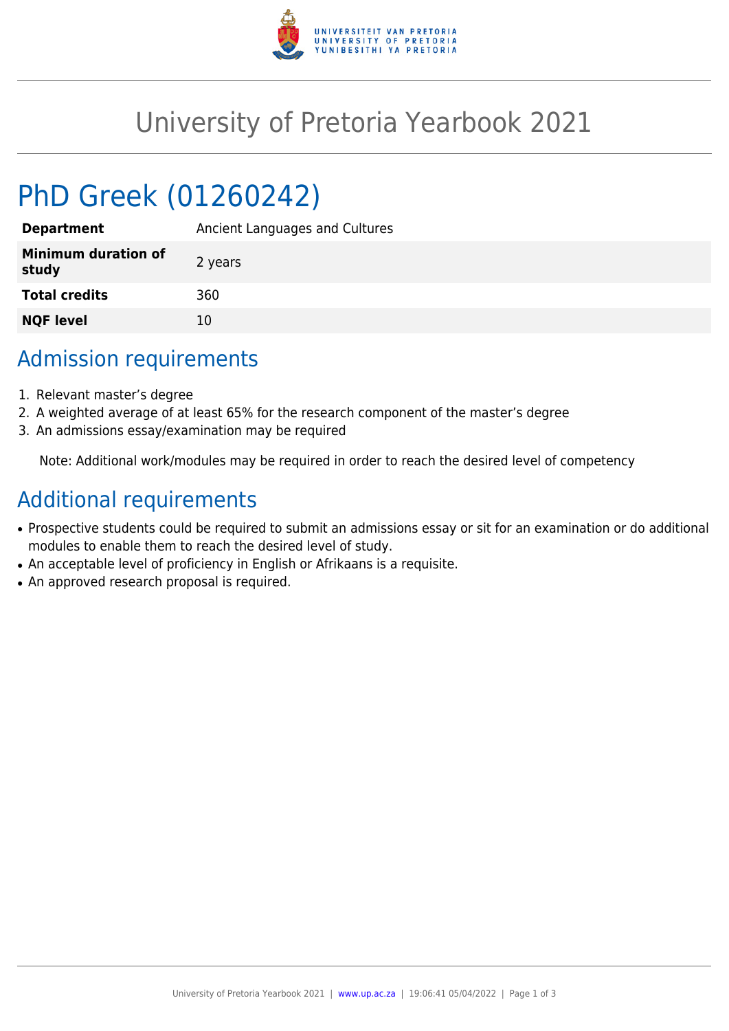# University of Pretoria Yearbook 2021

## PhD Greek (01260242)

| **Department** | Ancient Languages and Cultures |
|---|---|
| **Minimum duration of study** | 2 years |
| **Total credits** | 360 |
| **NQF level** | 10 |

## Admission requirements

1. Relevant master's degree
2. A weighted average of at least 65% for the research component of the master's degree
3. An admissions essay/examination may be required

Note: Additional work/modules may be required in order to reach the desired level of competency

## Additional requirements

- Prospective students could be required to submit an admissions essay or sit for an examination or do additional modules to enable them to reach the desired level of study.
- An acceptable level of proficiency in English or Afrikaans is a requisite.
- An approved research proposal is required.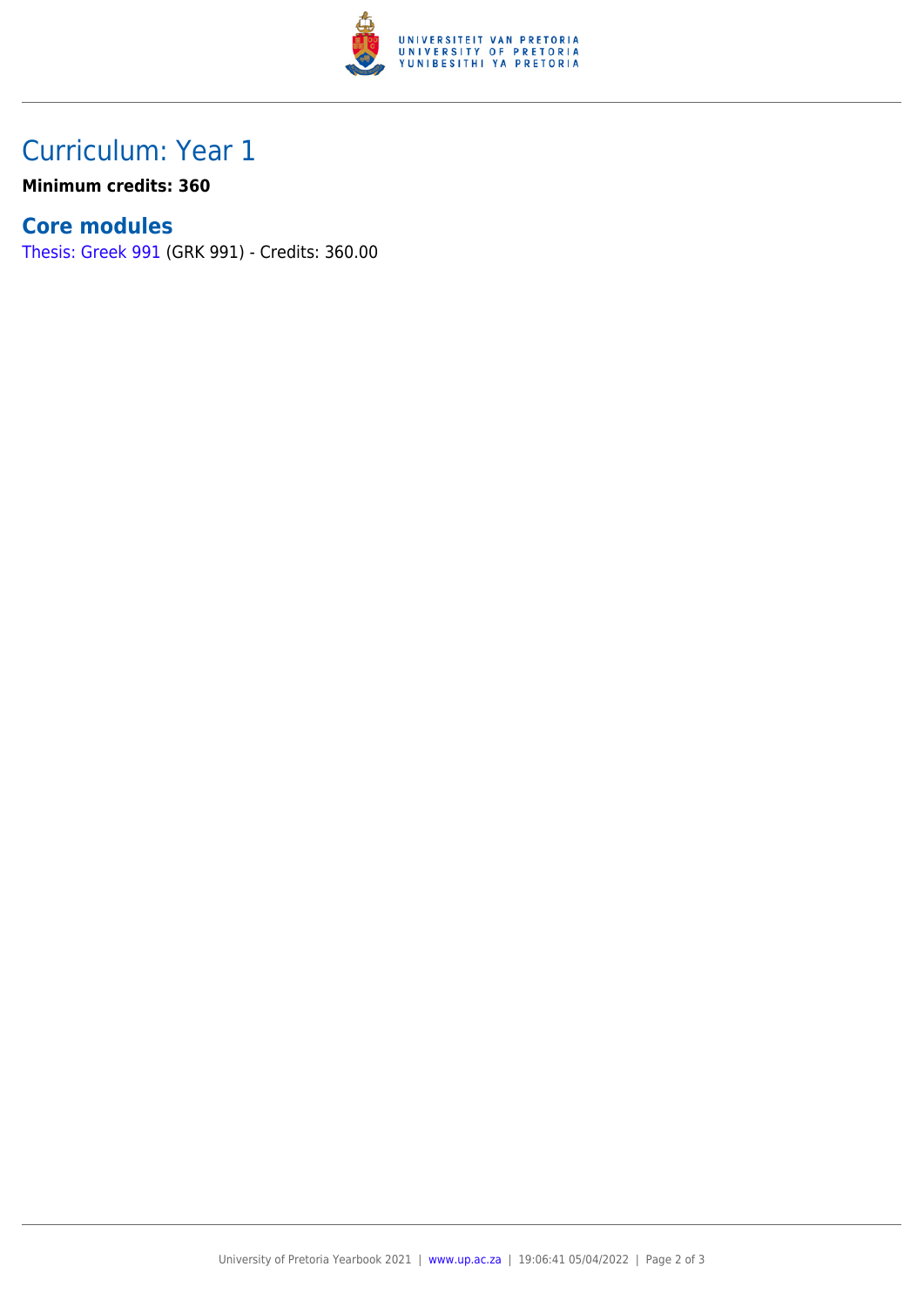## Curriculum: Year 1

**Minimum credits: 360**

### Core modules

Thesis: Greek 991 (GRK 991) - Credits: 360.00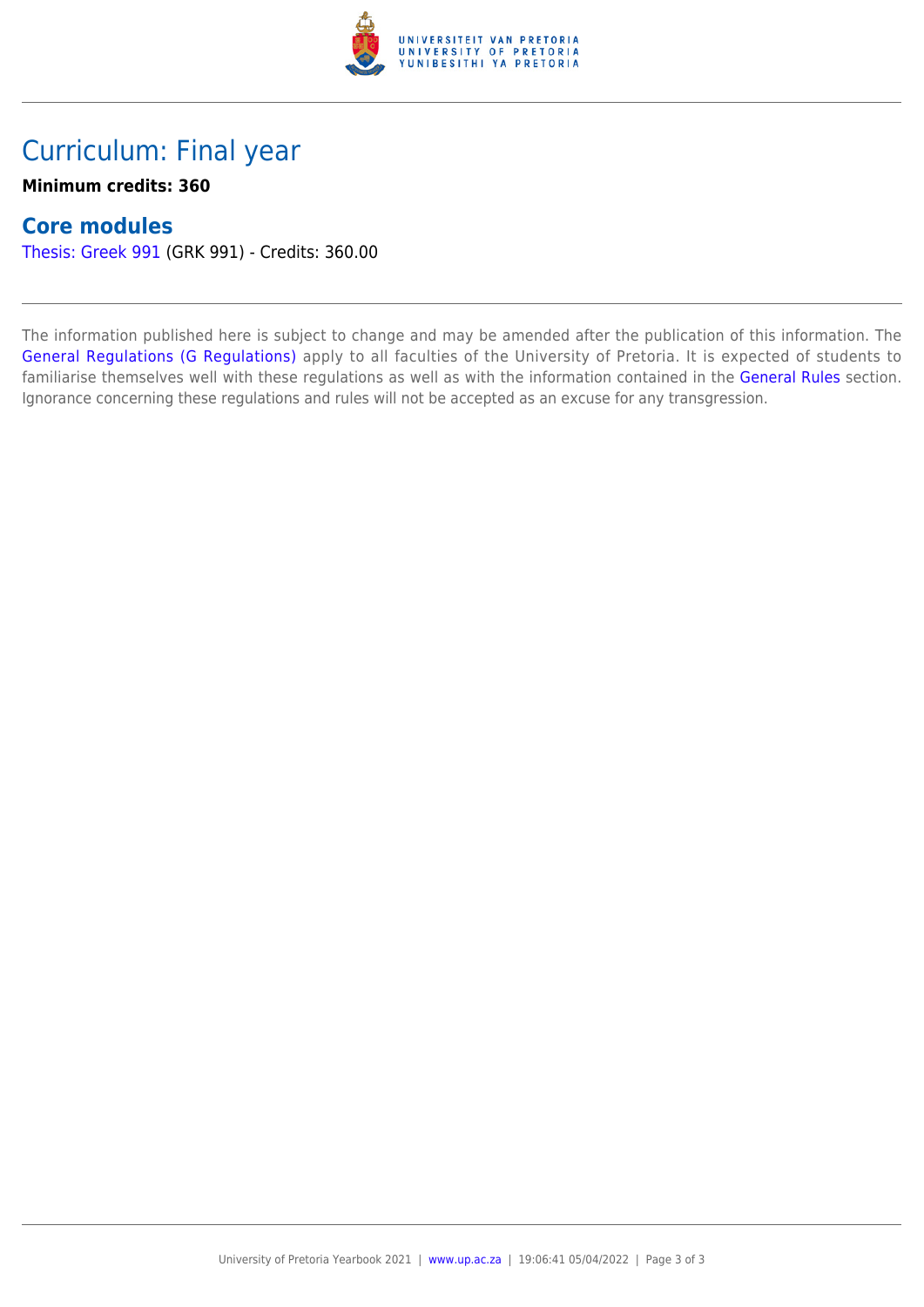## Curriculum: Final year

**Minimum credits: 360**

### Core modules

Thesis: Greek 991 (GRK 991) - Credits: 360.00

The information published here is subject to change and may be amended after the publication of this information. The General Regulations (G Regulations) apply to all faculties of the University of Pretoria. It is expected of students to familiarise themselves well with these regulations as well as with the information contained in the General Rules section. Ignorance concerning these regulations and rules will not be accepted as an excuse for any transgression.